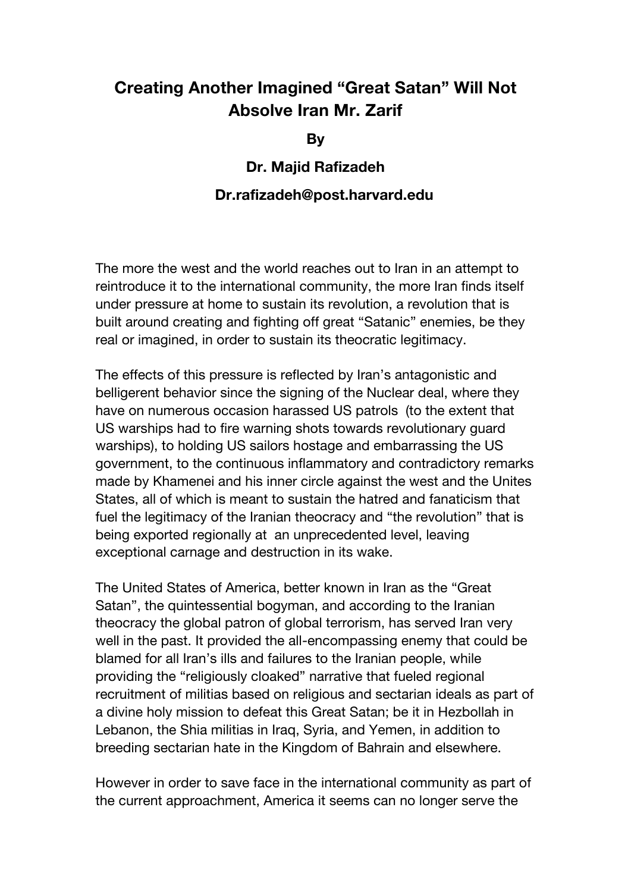# Creating Another Imagined "Great Satan" Will Not Absolve Iran Mr. Zarif

**By**

**Dr. Majid Rafizadeh**

**Dr.rafizadeh@post.harvard.edu**

The more the west and the world reaches out to Iran in an attempt to reintroduce it to the international community, the more Iran finds itself under pressure at home to sustain its revolution, a revolution that is built around creating and fighting off great "Satanic" enemies, be they real or imagined, in order to sustain its theocratic legitimacy.

The effects of this pressure is reflected by Iran's antagonistic and belligerent behavior since the signing of the Nuclear deal, where they have on numerous occasion harassed US patrols (to the extent that US warships had to fire warning shots towards revolutionary guard warships), to holding US sailors hostage and embarrassing the US government, to the continuous inflammatory and contradictory remarks made by Khamenei and his inner circle against the west and the Unites States, all of which is meant to sustain the hatred and fanaticism that fuel the legitimacy of the Iranian theocracy and "the revolution" that is being exported regionally at an unprecedented level, leaving exceptional carnage and destruction in its wake.

The United States of America, better known in Iran as the "Great Satan", the quintessential bogyman, and according to the Iranian theocracy the global patron of global terrorism, has served Iran very well in the past. It provided the all-encompassing enemy that could be blamed for all Iran's ills and failures to the Iranian people, while providing the "religiously cloaked" narrative that fueled regional recruitment of militias based on religious and sectarian ideals as part of a divine holy mission to defeat this Great Satan; be it in Hezbollah in Lebanon, the Shia militias in Iraq, Syria, and Yemen, in addition to breeding sectarian hate in the Kingdom of Bahrain and elsewhere.

However in order to save face in the international community as part of the current approachment, America it seems can no longer serve the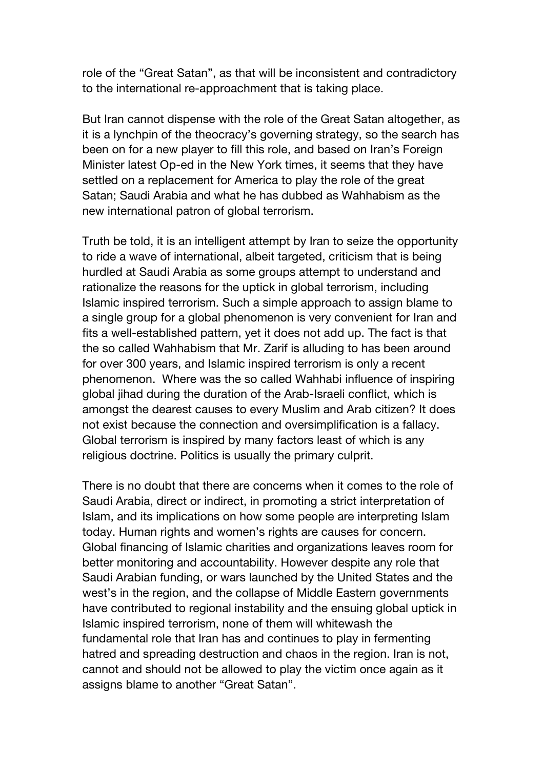role of the "Great Satan", as that will be inconsistent and contradictory to the international re-approachment that is taking place.

But Iran cannot dispense with the role of the Great Satan altogether, as it is a lynchpin of the theocracy's governing strategy, so the search has been on for a new player to fill this role, and based on Iran's Foreign Minister latest Op-ed in the New York times, it seems that they have settled on a replacement for America to play the role of the great Satan; Saudi Arabia and what he has dubbed as Wahhabism as the new international patron of global terrorism.

Truth be told, it is an intelligent attempt by Iran to seize the opportunity to ride a wave of international, albeit targeted, criticism that is being hurdled at Saudi Arabia as some groups attempt to understand and rationalize the reasons for the uptick in global terrorism, including Islamic inspired terrorism. Such a simple approach to assign blame to a single group for a global phenomenon is very convenient for Iran and fits a well-established pattern, yet it does not add up. The fact is that the so called Wahhabism that Mr. Zarif is alluding to has been around for over 300 years, and Islamic inspired terrorism is only a recent phenomenon. Where was the so called Wahhabi influence of inspiring global jihad during the duration of the Arab-Israeli conflict, which is amongst the dearest causes to every Muslim and Arab citizen? It does not exist because the connection and oversimplification is a fallacy. Global terrorism is inspired by many factors least of which is any religious doctrine. Politics is usually the primary culprit.

There is no doubt that there are concerns when it comes to the role of Saudi Arabia, direct or indirect, in promoting a strict interpretation of Islam, and its implications on how some people are interpreting Islam today. Human rights and women's rights are causes for concern. Global financing of Islamic charities and organizations leaves room for better monitoring and accountability. However despite any role that Saudi Arabian funding, or wars launched by the United States and the west's in the region, and the collapse of Middle Eastern governments have contributed to regional instability and the ensuing global uptick in Islamic inspired terrorism, none of them will whitewash the fundamental role that Iran has and continues to play in fermenting hatred and spreading destruction and chaos in the region. Iran is not, cannot and should not be allowed to play the victim once again as it assigns blame to another "Great Satan".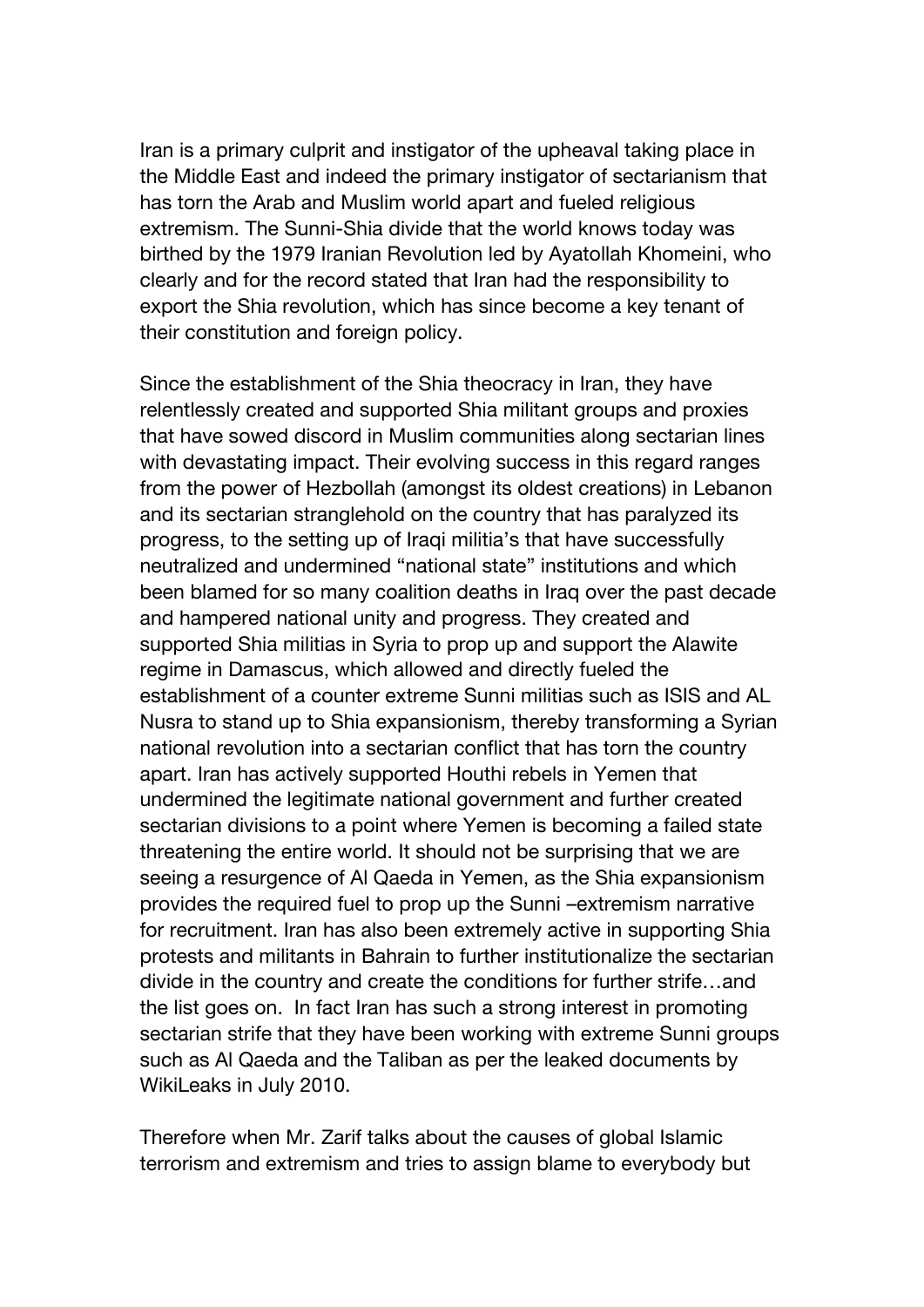Iran is a primary culprit and instigator of the upheaval taking place in the Middle East and indeed the primary instigator of sectarianism that has torn the Arab and Muslim world apart and fueled religious extremism. The Sunni-Shia divide that the world knows today was birthed by the 1979 Iranian Revolution led by Ayatollah Khomeini, who clearly and for the record stated that Iran had the responsibility to export the Shia revolution, which has since become a key tenant of their constitution and foreign policy.

Since the establishment of the Shia theocracy in Iran, they have relentlessly created and supported Shia militant groups and proxies that have sowed discord in Muslim communities along sectarian lines with devastating impact. Their evolving success in this regard ranges from the power of Hezbollah (amongst its oldest creations) in Lebanon and its sectarian stranglehold on the country that has paralyzed its progress, to the setting up of Iraqi militia's that have successfully neutralized and undermined "national state" institutions and which been blamed for so many coalition deaths in Iraq over the past decade and hampered national unity and progress. They created and supported Shia militias in Syria to prop up and support the Alawite regime in Damascus, which allowed and directly fueled the establishment of a counter extreme Sunni militias such as ISIS and AL Nusra to stand up to Shia expansionism, thereby transforming a Syrian national revolution into a sectarian conflict that has torn the country apart. Iran has actively supported Houthi rebels in Yemen that undermined the legitimate national government and further created sectarian divisions to a point where Yemen is becoming a failed state threatening the entire world. It should not be surprising that we are seeing a resurgence of Al Qaeda in Yemen, as the Shia expansionism provides the required fuel to prop up the Sunni –extremism narrative for recruitment. Iran has also been extremely active in supporting Shia protests and militants in Bahrain to further institutionalize the sectarian divide in the country and create the conditions for further strife…and the list goes on. In fact Iran has such a strong interest in promoting sectarian strife that they have been working with extreme Sunni groups such as Al Qaeda and the Taliban as per the leaked documents by WikiLeaks in July 2010.

Therefore when Mr. Zarif talks about the causes of global Islamic terrorism and extremism and tries to assign blame to everybody but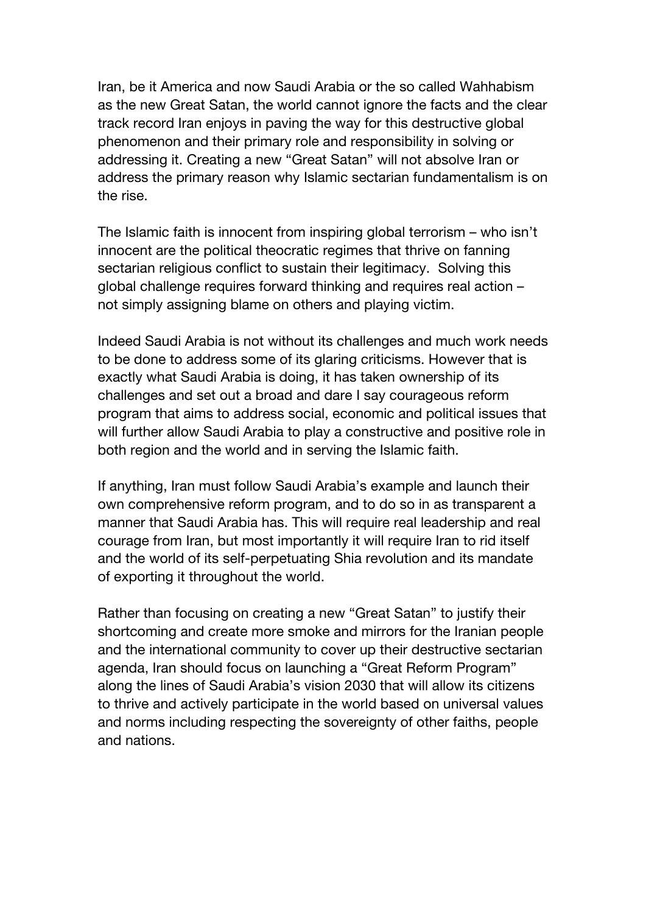Iran, be it America and now Saudi Arabia or the so called Wahhabism as the new Great Satan, the world cannot ignore the facts and the clear track record Iran enjoys in paving the way for this destructive global phenomenon and their primary role and responsibility in solving or addressing it. Creating a new "Great Satan" will not absolve Iran or address the primary reason why Islamic sectarian fundamentalism is on the rise.

The Islamic faith is innocent from inspiring global terrorism – who isn't innocent are the political theocratic regimes that thrive on fanning sectarian religious conflict to sustain their legitimacy. Solving this global challenge requires forward thinking and requires real action – not simply assigning blame on others and playing victim.

Indeed Saudi Arabia is not without its challenges and much work needs to be done to address some of its glaring criticisms. However that is exactly what Saudi Arabia is doing, it has taken ownership of its challenges and set out a broad and dare I say courageous reform program that aims to address social, economic and political issues that will further allow Saudi Arabia to play a constructive and positive role in both region and the world and in serving the Islamic faith.

If anything, Iran must follow Saudi Arabia's example and launch their own comprehensive reform program, and to do so in as transparent a manner that Saudi Arabia has. This will require real leadership and real courage from Iran, but most importantly it will require Iran to rid itself and the world of its self-perpetuating Shia revolution and its mandate of exporting it throughout the world.

Rather than focusing on creating a new "Great Satan" to justify their shortcoming and create more smoke and mirrors for the Iranian people and the international community to cover up their destructive sectarian agenda, Iran should focus on launching a "Great Reform Program" along the lines of Saudi Arabia's vision 2030 that will allow its citizens to thrive and actively participate in the world based on universal values and norms including respecting the sovereignty of other faiths, people and nations.